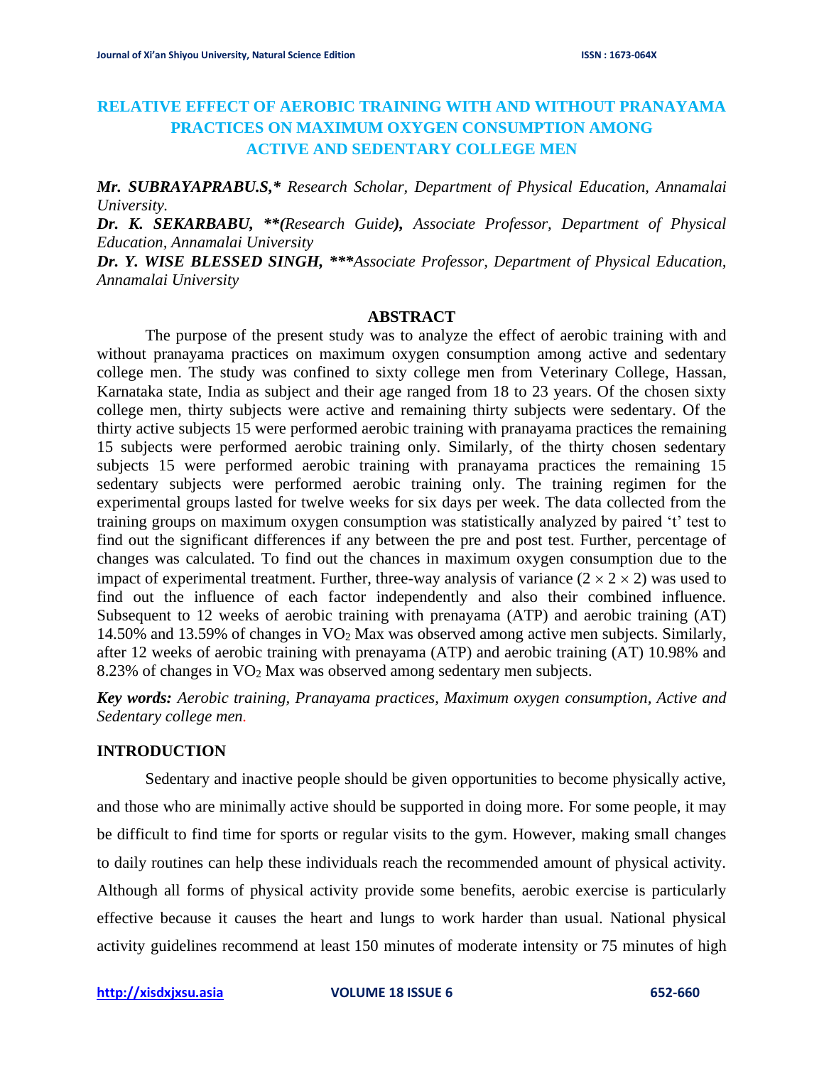# RELATIVE EFFECT OF AEROBIC TRAINING WITH AND WITHOUT PRANAYAMA PRACTICES ON MAXIMUM OXYGEN CONSUMPTION AMONG ACTIVE AND SEDENTARY COLLEGE MEN

***Mr. SUBRAYAPRABU.S,**** *Research Scholar, Department of Physical Education, Annamalai University.*

***Dr. K. SEKARBABU, **(****Research Guide****),*** *Associate Professor, Department of Physical Education, Annamalai University*

***Dr. Y. WISE BLESSED SINGH, ****** *Associate Professor, Department of Physical Education, Annamalai University*

## ABSTRACT

The purpose of the present study was to analyze the effect of aerobic training with and without pranayama practices on maximum oxygen consumption among active and sedentary college men. The study was confined to sixty college men from Veterinary College, Hassan, Karnataka state, India as subject and their age ranged from 18 to 23 years. Of the chosen sixty college men, thirty subjects were active and remaining thirty subjects were sedentary. Of the thirty active subjects 15 were performed aerobic training with pranayama practices the remaining 15 subjects were performed aerobic training only. Similarly, of the thirty chosen sedentary subjects 15 were performed aerobic training with pranayama practices the remaining 15 sedentary subjects were performed aerobic training only. The training regimen for the experimental groups lasted for twelve weeks for six days per week. The data collected from the training groups on maximum oxygen consumption was statistically analyzed by paired 't' test to find out the significant differences if any between the pre and post test. Further, percentage of changes was calculated. To find out the chances in maximum oxygen consumption due to the impact of experimental treatment. Further, three-way analysis of variance ($2 \times 2 \times 2$) was used to find out the influence of each factor independently and also their combined influence. Subsequent to 12 weeks of aerobic training with prenayama (ATP) and aerobic training (AT) 14.50% and 13.59% of changes in $VO_2$ Max was observed among active men subjects. Similarly, after 12 weeks of aerobic training with prenayama (ATP) and aerobic training (AT) 10.98% and 8.23% of changes in $VO_2$ Max was observed among sedentary men subjects.

***Key words:*** *Aerobic training, Pranayama practices, Maximum oxygen consumption, Active and Sedentary college men.*

## INTRODUCTION

Sedentary and inactive people should be given opportunities to become physically active, and those who are minimally active should be supported in doing more. For some people, it may be difficult to find time for sports or regular visits to the gym. However, making small changes to daily routines can help these individuals reach the recommended amount of physical activity. Although all forms of physical activity provide some benefits, aerobic exercise is particularly effective because it causes the heart and lungs to work harder than usual. National physical activity guidelines recommend at least 150 minutes of moderate intensity or 75 minutes of high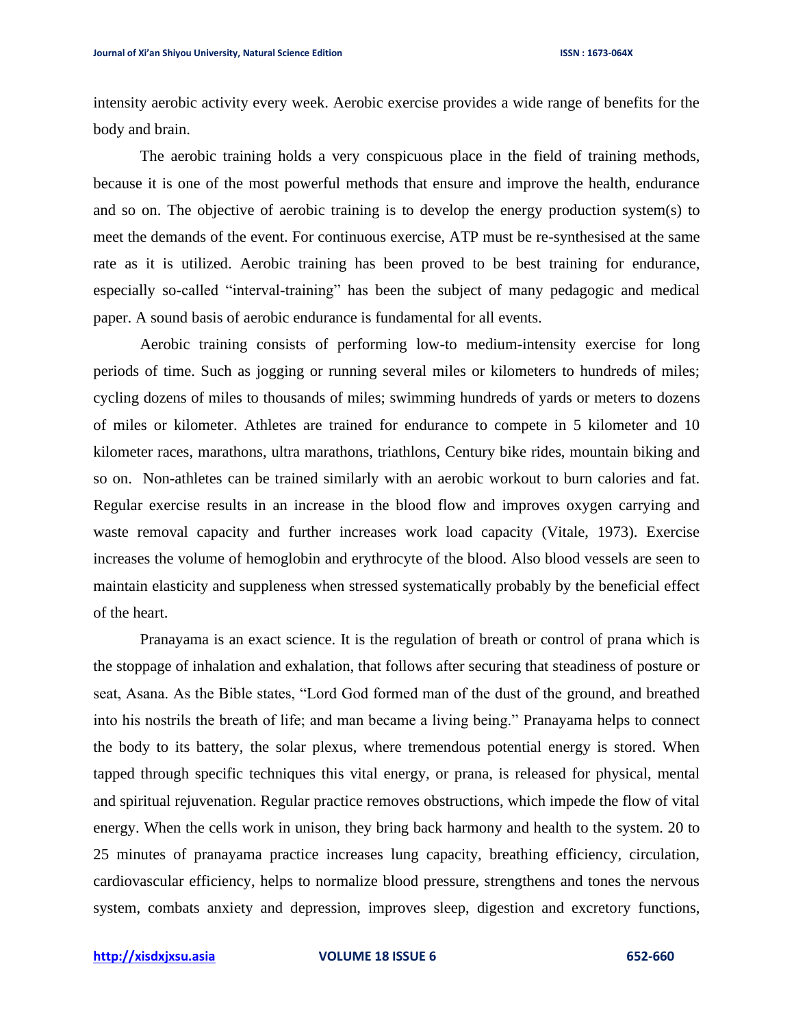intensity aerobic activity every week. Aerobic exercise provides a wide range of benefits for the body and brain.

The aerobic training holds a very conspicuous place in the field of training methods, because it is one of the most powerful methods that ensure and improve the health, endurance and so on. The objective of aerobic training is to develop the energy production system(s) to meet the demands of the event. For continuous exercise, ATP must be re-synthesised at the same rate as it is utilized. Aerobic training has been proved to be best training for endurance, especially so-called "interval-training" has been the subject of many pedagogic and medical paper. A sound basis of aerobic endurance is fundamental for all events.

Aerobic training consists of performing low-to medium-intensity exercise for long periods of time. Such as jogging or running several miles or kilometers to hundreds of miles; cycling dozens of miles to thousands of miles; swimming hundreds of yards or meters to dozens of miles or kilometer. Athletes are trained for endurance to compete in 5 kilometer and 10 kilometer races, marathons, ultra marathons, triathlons, Century bike rides, mountain biking and so on. Non-athletes can be trained similarly with an aerobic workout to burn calories and fat. Regular exercise results in an increase in the blood flow and improves oxygen carrying and waste removal capacity and further increases work load capacity (Vitale, 1973). Exercise increases the volume of hemoglobin and erythrocyte of the blood. Also blood vessels are seen to maintain elasticity and suppleness when stressed systematically probably by the beneficial effect of the heart.

Pranayama is an exact science. It is the regulation of breath or control of prana which is the stoppage of inhalation and exhalation, that follows after securing that steadiness of posture or seat, Asana. As the Bible states, "Lord God formed man of the dust of the ground, and breathed into his nostrils the breath of life; and man became a living being." Pranayama helps to connect the body to its battery, the solar plexus, where tremendous potential energy is stored. When tapped through specific techniques this vital energy, or prana, is released for physical, mental and spiritual rejuvenation. Regular practice removes obstructions, which impede the flow of vital energy. When the cells work in unison, they bring back harmony and health to the system. 20 to 25 minutes of pranayama practice increases lung capacity, breathing efficiency, circulation, cardiovascular efficiency, helps to normalize blood pressure, strengthens and tones the nervous system, combats anxiety and depression, improves sleep, digestion and excretory functions,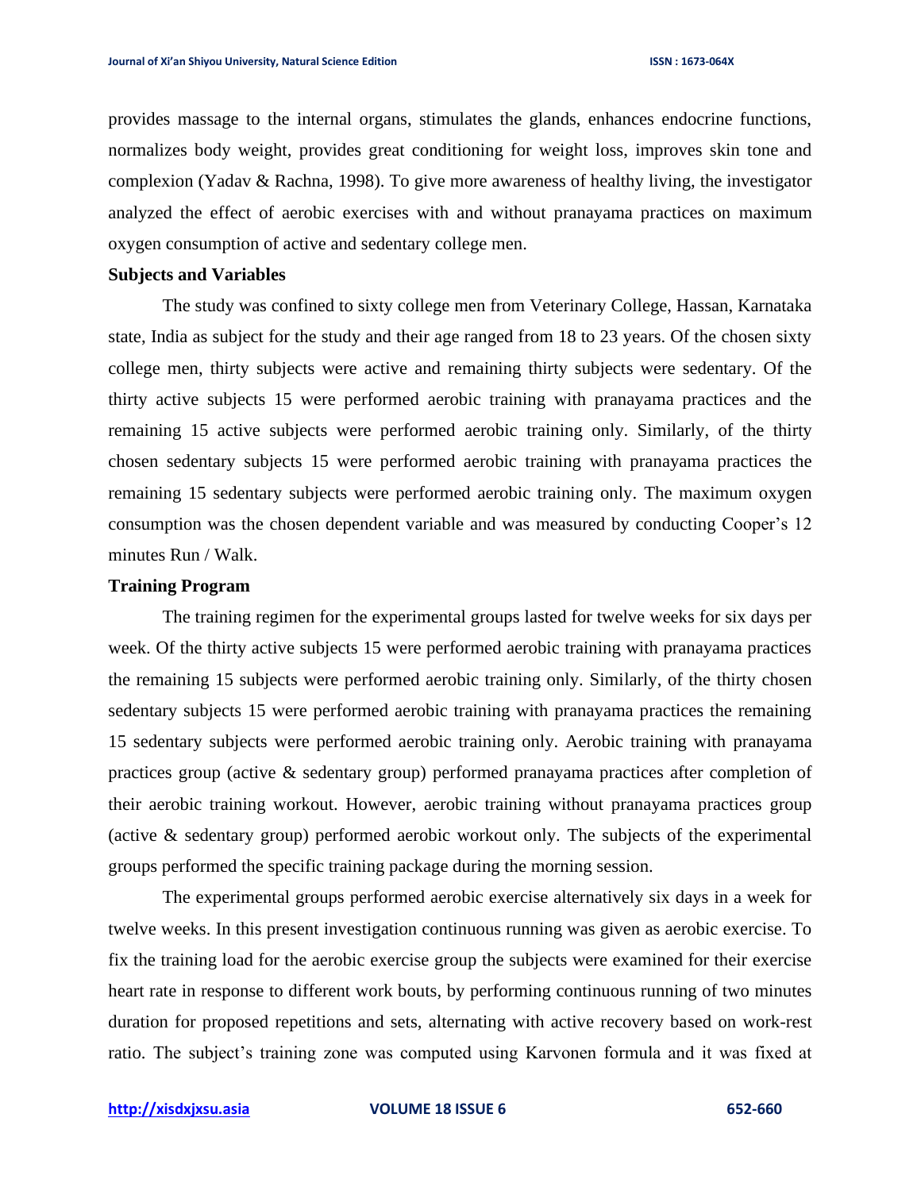provides massage to the internal organs, stimulates the glands, enhances endocrine functions, normalizes body weight, provides great conditioning for weight loss, improves skin tone and complexion (Yadav & Rachna, 1998). To give more awareness of healthy living, the investigator analyzed the effect of aerobic exercises with and without pranayama practices on maximum oxygen consumption of active and sedentary college men.

**Subjects and Variables**

The study was confined to sixty college men from Veterinary College, Hassan, Karnataka state, India as subject for the study and their age ranged from 18 to 23 years. Of the chosen sixty college men, thirty subjects were active and remaining thirty subjects were sedentary. Of the thirty active subjects 15 were performed aerobic training with pranayama practices and the remaining 15 active subjects were performed aerobic training only. Similarly, of the thirty chosen sedentary subjects 15 were performed aerobic training with pranayama practices the remaining 15 sedentary subjects were performed aerobic training only. The maximum oxygen consumption was the chosen dependent variable and was measured by conducting Cooper's 12 minutes Run / Walk.

**Training Program**

The training regimen for the experimental groups lasted for twelve weeks for six days per week. Of the thirty active subjects 15 were performed aerobic training with pranayama practices the remaining 15 subjects were performed aerobic training only. Similarly, of the thirty chosen sedentary subjects 15 were performed aerobic training with pranayama practices the remaining 15 sedentary subjects were performed aerobic training only. Aerobic training with pranayama practices group (active & sedentary group) performed pranayama practices after completion of their aerobic training workout. However, aerobic training without pranayama practices group (active & sedentary group) performed aerobic workout only. The subjects of the experimental groups performed the specific training package during the morning session.

The experimental groups performed aerobic exercise alternatively six days in a week for twelve weeks. In this present investigation continuous running was given as aerobic exercise. To fix the training load for the aerobic exercise group the subjects were examined for their exercise heart rate in response to different work bouts, by performing continuous running of two minutes duration for proposed repetitions and sets, alternating with active recovery based on work-rest ratio. The subject's training zone was computed using Karvonen formula and it was fixed at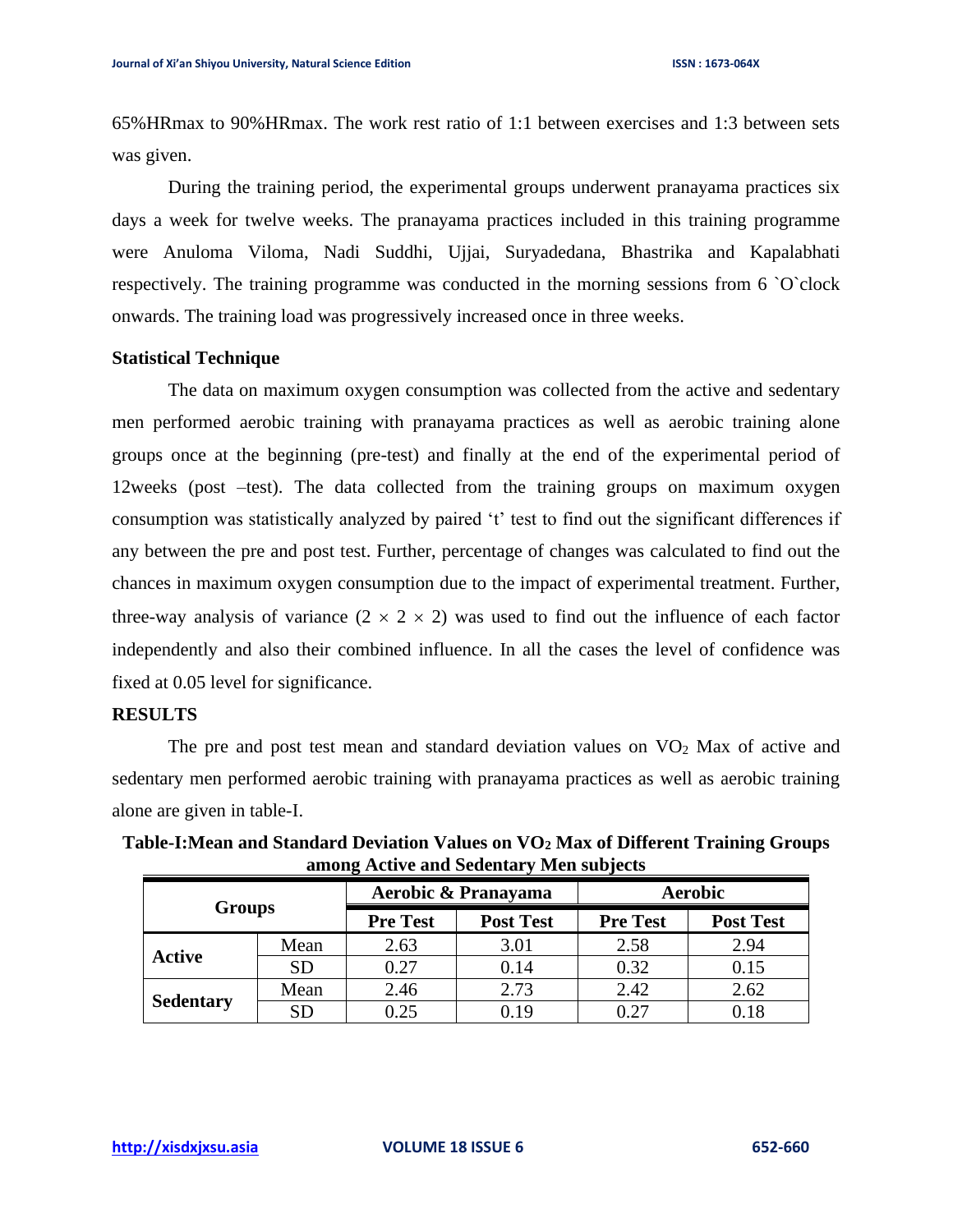65%HRmax to 90%HRmax. The work rest ratio of 1:1 between exercises and 1:3 between sets was given.

During the training period, the experimental groups underwent pranayama practices six days a week for twelve weeks. The pranayama practices included in this training programme were Anuloma Viloma, Nadi Suddhi, Ujjai, Suryadedana, Bhastrika and Kapalabhati respectively. The training programme was conducted in the morning sessions from 6 `O`clock onwards. The training load was progressively increased once in three weeks.

### Statistical Technique

The data on maximum oxygen consumption was collected from the active and sedentary men performed aerobic training with pranayama practices as well as aerobic training alone groups once at the beginning (pre-test) and finally at the end of the experimental period of 12weeks (post –test). The data collected from the training groups on maximum oxygen consumption was statistically analyzed by paired ‘t’ test to find out the significant differences if any between the pre and post test. Further, percentage of changes was calculated to find out the chances in maximum oxygen consumption due to the impact of experimental treatment. Further, three-way analysis of variance ($2 \times 2 \times 2$) was used to find out the influence of each factor independently and also their combined influence. In all the cases the level of confidence was fixed at 0.05 level for significance.

## RESULTS

The pre and post test mean and standard deviation values on $VO_2$ Max of active and sedentary men performed aerobic training with pranayama practices as well as aerobic training alone are given in table-I.

**Table-I:Mean and Standard Deviation Values on $VO_2$ Max of Different Training Groups among Active and Sedentary Men subjects**

| Groups | | Aerobic & Pranayama | | Aerobic | |
|---|---|---|---|---|---|
| | | Pre Test | Post Test | Pre Test | Post Test |
| Active | Mean | 2.63 | 3.01 | 2.58 | 2.94 |
| | SD | 0.27 | 0.14 | 0.32 | 0.15 |
| Sedentary | Mean | 2.46 | 2.73 | 2.42 | 2.62 |
| | SD | 0.25 | 0.19 | 0.27 | 0.18 |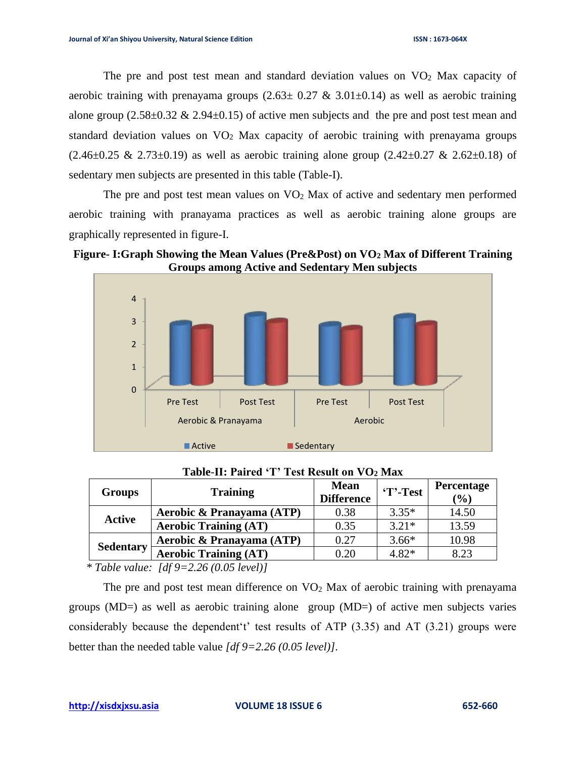The pre and post test mean and standard deviation values on $VO_2$ Max capacity of aerobic training with prenayama groups (2.63± 0.27 & 3.01±0.14) as well as aerobic training alone group (2.58±0.32 & 2.94±0.15) of active men subjects and the pre and post test mean and standard deviation values on $VO_2$ Max capacity of aerobic training with prenayama groups (2.46±0.25 & 2.73±0.19) as well as aerobic training alone group (2.42±0.27 & 2.62±0.18) of sedentary men subjects are presented in this table (Table-I).

The pre and post test mean values on $VO_2$ Max of active and sedentary men performed aerobic training with pranayama practices as well as aerobic training alone groups are graphically represented in figure-I.

**Figure- I:Graph Showing the Mean Values (Pre&Post) on $VO_2$ Max of Different Training Groups among Active and Sedentary Men subjects**

**Table-II: Paired 'T' Test Result on $VO_2$ Max**

| Groups | Training | Mean Difference | 'T'-Test | Percentage (%) |
|---|---|---|---|---|
| Active | Aerobic & Pranayama (ATP) | 0.38 | 3.35* | 14.50 |
| | Aerobic Training (AT) | 0.35 | 3.21* | 13.59 |
| Sedentary | Aerobic & Pranayama (ATP) | 0.27 | 3.66* | 10.98 |
| | Aerobic Training (AT) | 0.20 | 4.82* | 8.23 |

*\* Table value: [df 9=2.26 (0.05 level)]*

The pre and post test mean difference on $VO_2$ Max of aerobic training with prenayama groups (MD=) as well as aerobic training alone group (MD=) of active men subjects varies considerably because the dependent't' test results of ATP (3.35) and AT (3.21) groups were better than the needed table value *[df 9=2.26 (0.05 level)]*.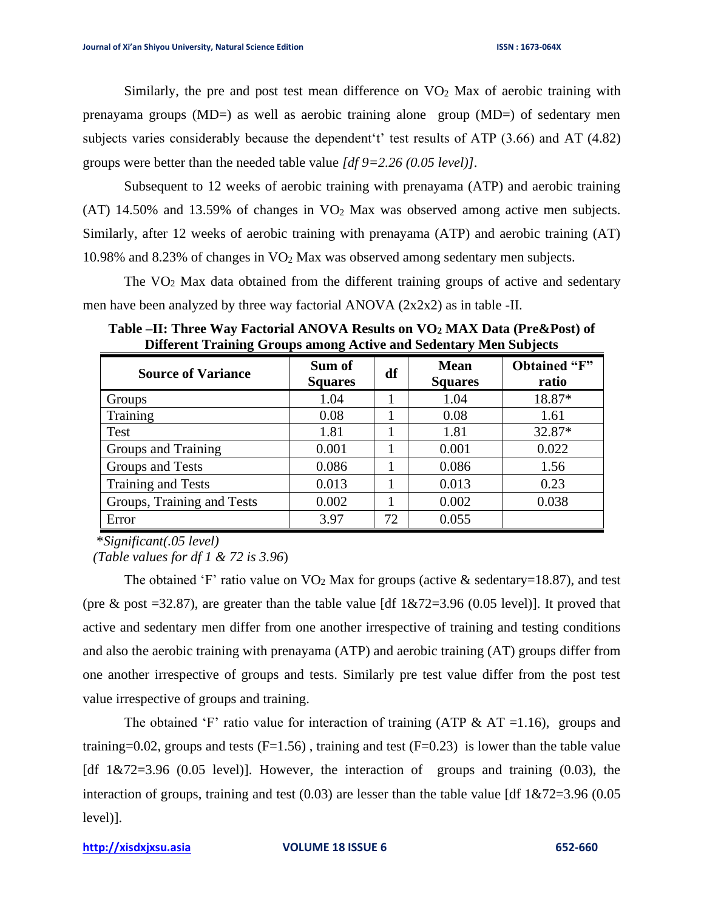Similarly, the pre and post test mean difference on $VO_2$ Max of aerobic training with prenayama groups (MD=) as well as aerobic training alone group (MD=) of sedentary men subjects varies considerably because the dependent't' test results of ATP (3.66) and AT (4.82) groups were better than the needed table value *[df 9=2.26 (0.05 level)]*.

Subsequent to 12 weeks of aerobic training with prenayama (ATP) and aerobic training (AT) 14.50% and 13.59% of changes in $VO_2$ Max was observed among active men subjects. Similarly, after 12 weeks of aerobic training with prenayama (ATP) and aerobic training (AT) 10.98% and 8.23% of changes in $VO_2$ Max was observed among sedentary men subjects.

The $VO_2$ Max data obtained from the different training groups of active and sedentary men have been analyzed by three way factorial ANOVA (2x2x2) as in table -II.

**Table –II: Three Way Factorial ANOVA Results on $VO_2$ MAX Data (Pre&Post) of Different Training Groups among Active and Sedentary Men Subjects**

| Source of Variance | Sum of Squares | df | Mean Squares | Obtained "F" ratio |
|---|---|---|---|---|
| Groups | 1.04 | 1 | 1.04 | 18.87* |
| Training | 0.08 | 1 | 0.08 | 1.61 |
| Test | 1.81 | 1 | 1.81 | 32.87* |
| Groups and Training | 0.001 | 1 | 0.001 | 0.022 |
| Groups and Tests | 0.086 | 1 | 0.086 | 1.56 |
| Training and Tests | 0.013 | 1 | 0.013 | 0.23 |
| Groups, Training and Tests | 0.002 | 1 | 0.002 | 0.038 |
| Error | 3.97 | 72 | 0.055 | |

*\*Significant(.05 level)*

*(Table values for df 1 & 72 is 3.96)*

The obtained 'F' ratio value on $VO_2$ Max for groups (active & sedentary=18.87), and test (pre & post =32.87), are greater than the table value [df 1&72=3.96 (0.05 level)]. It proved that active and sedentary men differ from one another irrespective of training and testing conditions and also the aerobic training with prenayama (ATP) and aerobic training (AT) groups differ from one another irrespective of groups and tests. Similarly pre test value differ from the post test value irrespective of groups and training.

The obtained 'F' ratio value for interaction of training (ATP & AT =1.16), groups and training=0.02, groups and tests (F=1.56) , training and test (F=0.23) is lower than the table value [df 1&72=3.96 (0.05 level)]. However, the interaction of groups and training (0.03), the interaction of groups, training and test (0.03) are lesser than the table value [df 1&72=3.96 (0.05 level)].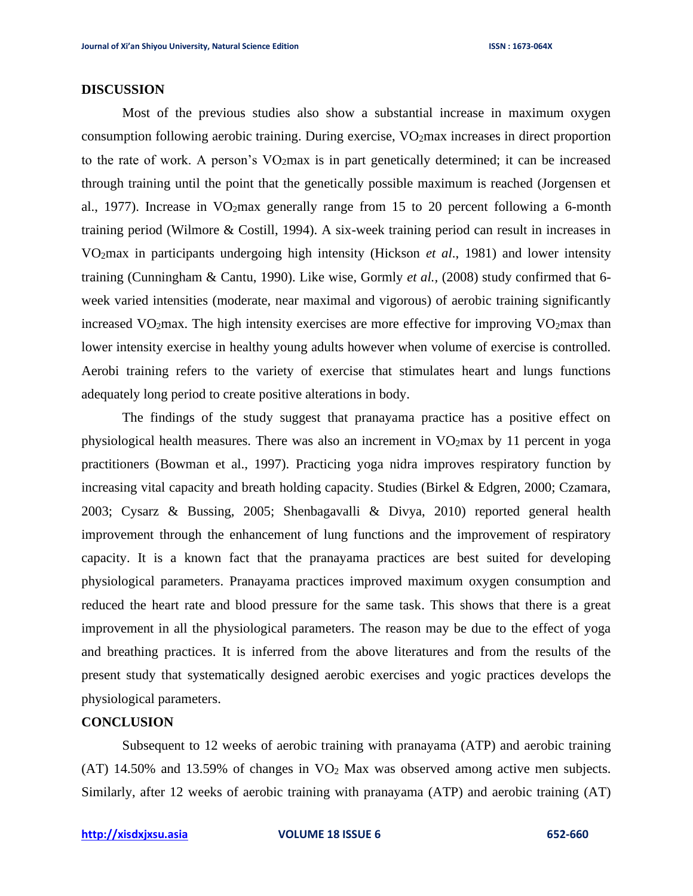## DISCUSSION

Most of the previous studies also show a substantial increase in maximum oxygen consumption following aerobic training. During exercise, $VO_2$max increases in direct proportion to the rate of work. A person's $VO_2$max is in part genetically determined; it can be increased through training until the point that the genetically possible maximum is reached (Jorgensen et al., 1977). Increase in $VO_2$max generally range from 15 to 20 percent following a 6-month training period (Wilmore & Costill, 1994). A six-week training period can result in increases in $VO_2$max in participants undergoing high intensity (Hickson *et al*., 1981) and lower intensity training (Cunningham & Cantu, 1990). Like wise, Gormly *et al.*, (2008) study confirmed that 6-week varied intensities (moderate, near maximal and vigorous) of aerobic training significantly increased $VO_2$max. The high intensity exercises are more effective for improving $VO_2$max than lower intensity exercise in healthy young adults however when volume of exercise is controlled. Aerobi training refers to the variety of exercise that stimulates heart and lungs functions adequately long period to create positive alterations in body.

The findings of the study suggest that pranayama practice has a positive effect on physiological health measures. There was also an increment in $VO_2$max by 11 percent in yoga practitioners (Bowman et al., 1997). Practicing yoga nidra improves respiratory function by increasing vital capacity and breath holding capacity. Studies (Birkel & Edgren, 2000; Czamara, 2003; Cysarz & Bussing, 2005; Shenbagavalli & Divya, 2010) reported general health improvement through the enhancement of lung functions and the improvement of respiratory capacity. It is a known fact that the pranayama practices are best suited for developing physiological parameters. Pranayama practices improved maximum oxygen consumption and reduced the heart rate and blood pressure for the same task. This shows that there is a great improvement in all the physiological parameters. The reason may be due to the effect of yoga and breathing practices. It is inferred from the above literatures and from the results of the present study that systematically designed aerobic exercises and yogic practices develops the physiological parameters.

## CONCLUSION

Subsequent to 12 weeks of aerobic training with pranayama (ATP) and aerobic training (AT) 14.50% and 13.59% of changes in $VO_2$ Max was observed among active men subjects. Similarly, after 12 weeks of aerobic training with pranayama (ATP) and aerobic training (AT)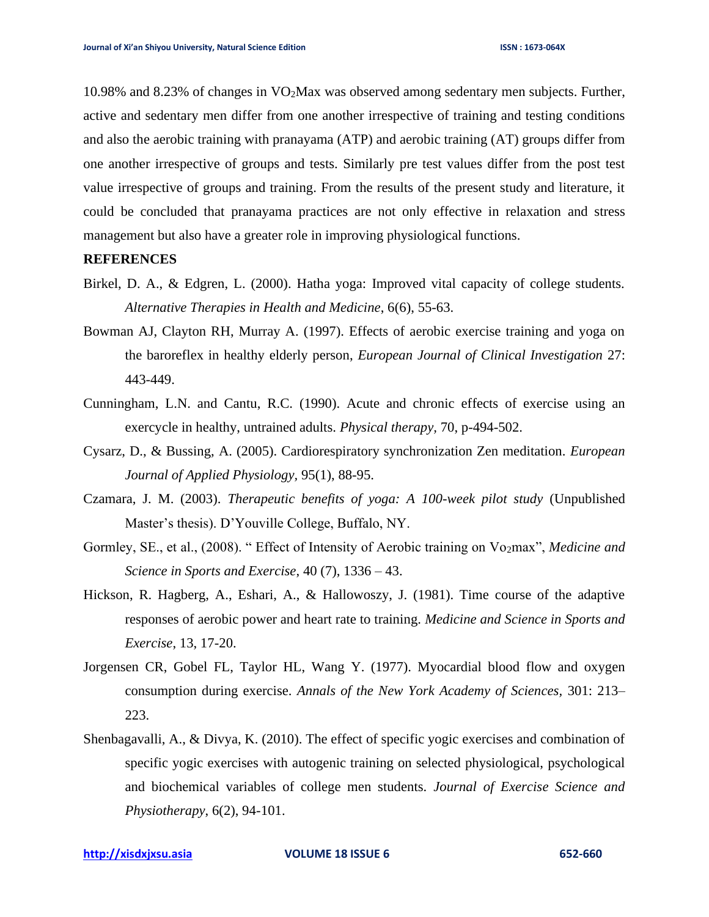10.98% and 8.23% of changes in $VO_2$Max was observed among sedentary men subjects. Further, active and sedentary men differ from one another irrespective of training and testing conditions and also the aerobic training with pranayama (ATP) and aerobic training (AT) groups differ from one another irrespective of groups and tests. Similarly pre test values differ from the post test value irrespective of groups and training. From the results of the present study and literature, it could be concluded that pranayama practices are not only effective in relaxation and stress management but also have a greater role in improving physiological functions.

**REFERENCES**

Birkel, D. A., & Edgren, L. (2000). Hatha yoga: Improved vital capacity of college students. *Alternative Therapies in Health and Medicine*, 6(6), 55-63.

Bowman AJ, Clayton RH, Murray A. (1997). Effects of aerobic exercise training and yoga on the baroreflex in healthy elderly person, *European Journal of Clinical Investigation* 27: 443-449.

Cunningham, L.N. and Cantu, R.C. (1990). Acute and chronic effects of exercise using an exercycle in healthy, untrained adults. *Physical therapy,* 70, p-494-502.

Cysarz, D., & Bussing, A. (2005). Cardiorespiratory synchronization Zen meditation. *European Journal of Applied Physiology,* 95(1), 88-95.

Czamara, J. M. (2003). *Therapeutic benefits of yoga: A 100-week pilot study* (Unpublished Master's thesis). D'Youville College, Buffalo, NY.

Gormley, SE., et al., (2008). " Effect of Intensity of Aerobic training on $Vo_2$max", *Medicine and Science in Sports and Exercise*, 40 (7), 1336 – 43.

Hickson, R. Hagberg, A., Eshari, A., & Hallowoszy, J. (1981). Time course of the adaptive responses of aerobic power and heart rate to training. *Medicine and Science in Sports and Exercise*, 13, 17-20.

Jorgensen CR, Gobel FL, Taylor HL, Wang Y. (1977). Myocardial blood flow and oxygen consumption during exercise. *Annals of the New York Academy of Sciences,* 301: 213–223.

Shenbagavalli, A., & Divya, K. (2010). The effect of specific yogic exercises and combination of specific yogic exercises with autogenic training on selected physiological, psychological and biochemical variables of college men students. *Journal of Exercise Science and Physiotherapy*, 6(2), 94-101.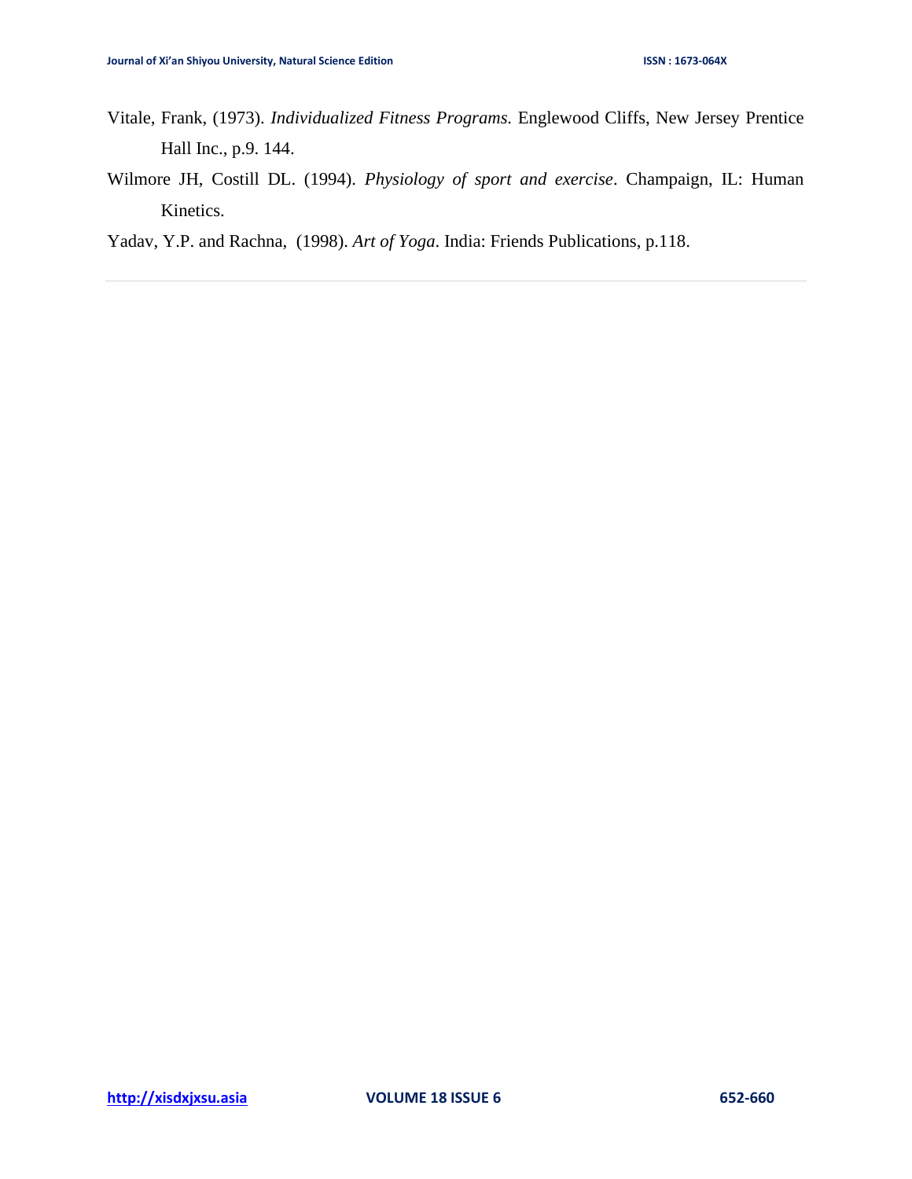Vitale, Frank, (1973). *Individualized Fitness Programs.* Englewood Cliffs, New Jersey Prentice Hall Inc., p.9. 144.

Wilmore JH, Costill DL. (1994). *Physiology of sport and exercise*. Champaign, IL: Human Kinetics.

Yadav, Y.P. and Rachna, (1998). *Art of Yoga*. India: Friends Publications, p.118.